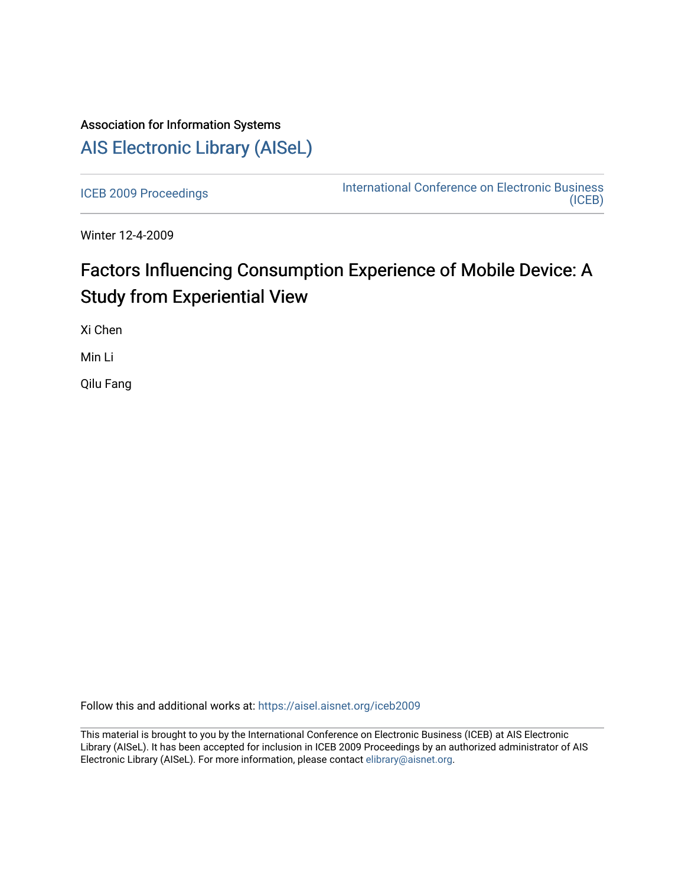Association for Information Systems

# AIS Electronic Library (AISeL)

ICEB 2009 Proceedings

International Conference on Electronic Business (ICEB)

Winter 12-4-2009

# Factors Influencing Consumption Experience of Mobile Device: A Study from Experiential View

Xi Chen

Min Li

Qilu Fang

Follow this and additional works at: https://aisel.aisnet.org/iceb2009

This material is brought to you by the International Conference on Electronic Business (ICEB) at AIS Electronic Library (AISeL). It has been accepted for inclusion in ICEB 2009 Proceedings by an authorized administrator of AIS Electronic Library (AISeL). For more information, please contact elibrary@aisnet.org.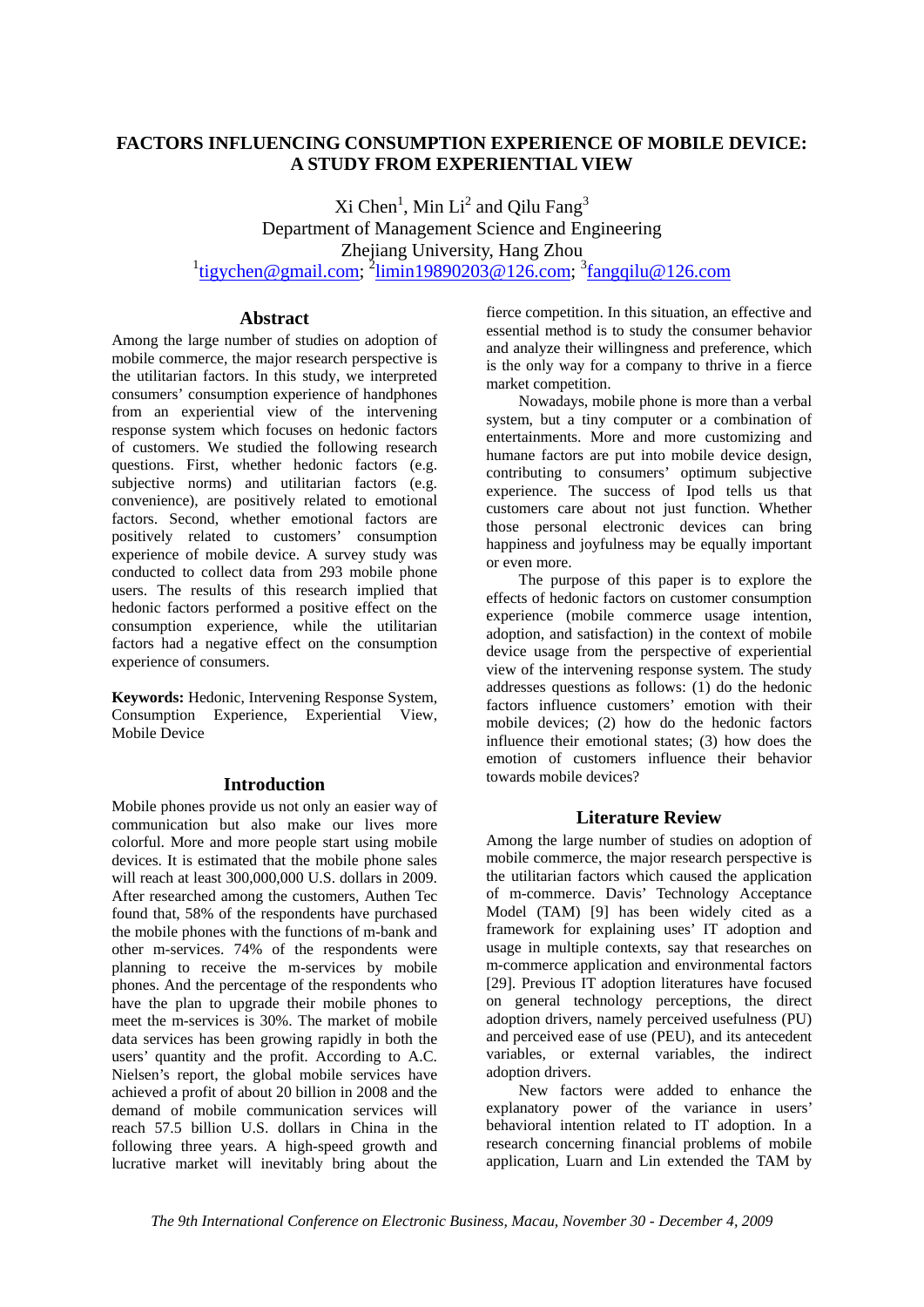# FACTORS INFLUENCING CONSUMPTION EXPERIENCE OF MOBILE DEVICE: A STUDY FROM EXPERIENTIAL VIEW

Xi Chen[1], Min Li[2] and Qilu Fang[3]
Department of Management Science and Engineering
Zhejiang University, Hang Zhou
[1]tigychen@gmail.com; [2]limin19890203@126.com; [3]fangqilu@126.com

## Abstract

Among the large number of studies on adoption of mobile commerce, the major research perspective is the utilitarian factors. In this study, we interpreted consumers' consumption experience of handphones from an experiential view of the intervening response system which focuses on hedonic factors of customers. We studied the following research questions. First, whether hedonic factors (e.g. subjective norms) and utilitarian factors (e.g. convenience), are positively related to emotional factors. Second, whether emotional factors are positively related to customers' consumption experience of mobile device. A survey study was conducted to collect data from 293 mobile phone users. The results of this research implied that hedonic factors performed a positive effect on the consumption experience, while the utilitarian factors had a negative effect on the consumption experience of consumers.

**Keywords:** Hedonic, Intervening Response System, Consumption Experience, Experiential View, Mobile Device

## Introduction

Mobile phones provide us not only an easier way of communication but also make our lives more colorful. More and more people start using mobile devices. It is estimated that the mobile phone sales will reach at least 300,000,000 U.S. dollars in 2009. After researched among the customers, Authen Tec found that, 58% of the respondents have purchased the mobile phones with the functions of m-bank and other m-services. 74% of the respondents were planning to receive the m-services by mobile phones. And the percentage of the respondents who have the plan to upgrade their mobile phones to meet the m-services is 30%. The market of mobile data services has been growing rapidly in both the users' quantity and the profit. According to A.C. Nielsen's report, the global mobile services have achieved a profit of about 20 billion in 2008 and the demand of mobile communication services will reach 57.5 billion U.S. dollars in the following three years. A high-speed growth and lucrative market will inevitably bring about the fierce competition. In this situation, an effective and essential method is to study the consumer behavior and analyze their willingness and preference, which is the only way for a company to thrive in a fierce market competition.

Nowadays, mobile phone is more than a verbal system, but a tiny computer or a combination of entertainments. More and more customizing and humane factors are put into mobile device design, contributing to consumers' optimum subjective experience. The success of Ipod tells us that customers care about not just function. Whether those personal electronic devices can bring happiness and joyfulness may be equally important or even more.

The purpose of this paper is to explore the effects of hedonic factors on customer consumption experience (mobile commerce usage intention, adoption, and satisfaction) in the context of mobile device usage from the perspective of experiential view of the intervening response system. The study addresses questions as follows: (1) do the hedonic factors influence customers' emotion with their mobile devices; (2) how do the hedonic factors influence their emotional states; (3) how does the emotion of customers influence their behavior towards mobile devices?

## Literature Review

Among the large number of studies on adoption of mobile commerce, the major research perspective is the utilitarian factors which caused the application of m-commerce. Davis' Technology Acceptance Model (TAM) [9] has been widely cited as a framework for explaining uses' IT adoption and usage in multiple contexts, say that researches on m-commerce application and environmental factors [29]. Previous IT adoption literatures have focused on general technology perceptions, the direct adoption drivers, namely perceived usefulness (PU) and perceived ease of use (PEU), and its antecedent variables, or external variables, the indirect adoption drivers.

New factors were added to enhance the explanatory power of the variance in users' behavioral intention related to IT adoption. In a research concerning financial problems of mobile application, Luarn and Lin extended the TAM by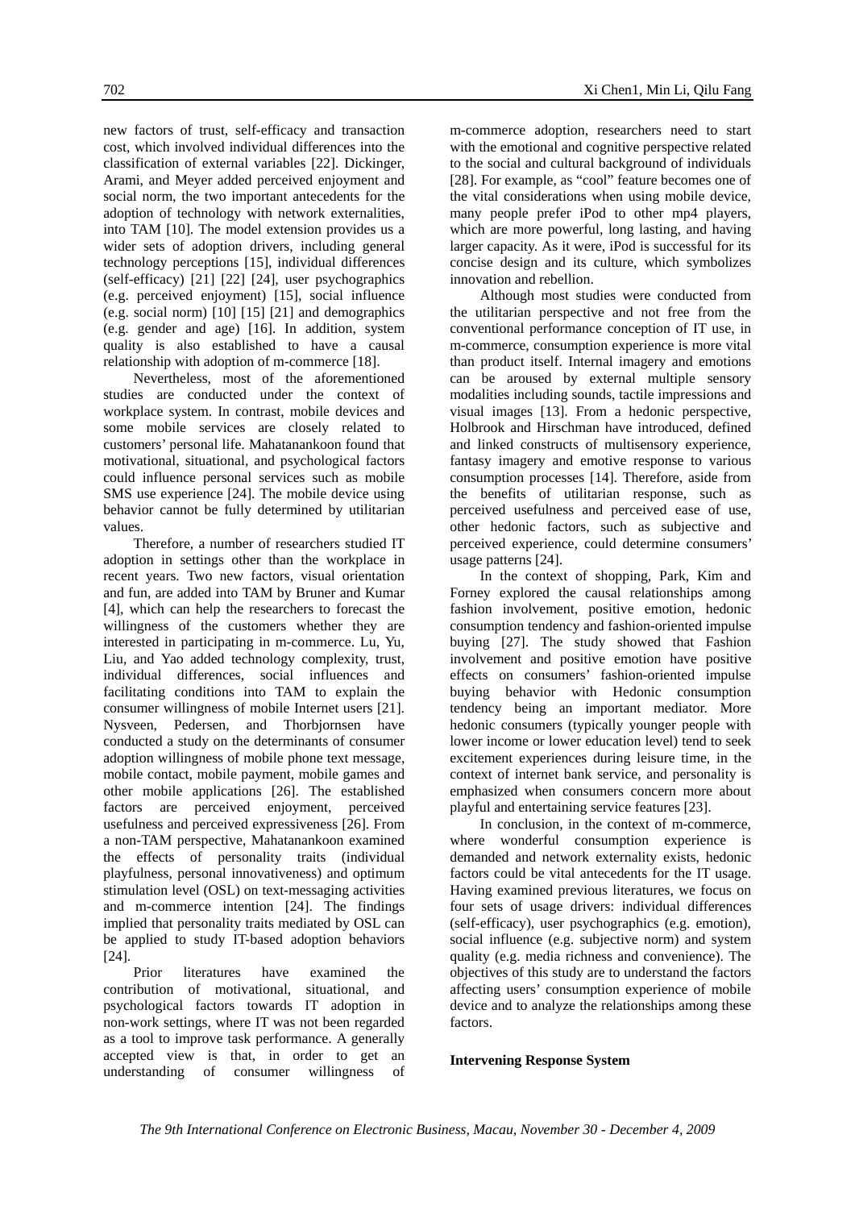new factors of trust, self-efficacy and transaction cost, which involved individual differences into the classification of external variables [22]. Dickinger, Arami, and Meyer added perceived enjoyment and social norm, the two important antecedents for the adoption of technology with network externalities, into TAM [10]. The model extension provides us a wider sets of adoption drivers, including general technology perceptions [15], individual differences (self-efficacy) [21] [22] [24], user psychographics (e.g. perceived enjoyment) [15], social influence (e.g. social norm) [10] [15] [21] and demographics (e.g. gender and age) [16]. In addition, system quality is also established to have a causal relationship with adoption of m-commerce [18].

Nevertheless, most of the aforementioned studies are conducted under the context of workplace system. In contrast, mobile devices and some mobile services are closely related to customers' personal life. Mahatanankoon found that motivational, situational, and psychological factors could influence personal services such as mobile SMS use experience [24]. The mobile device using behavior cannot be fully determined by utilitarian values.

Therefore, a number of researchers studied IT adoption in settings other than the workplace in recent years. Two new factors, visual orientation and fun, are added into TAM by Bruner and Kumar [4], which can help the researchers to forecast the willingness of the customers whether they are interested in participating in m-commerce. Lu, Yu, Liu, and Yao added technology complexity, trust, individual differences, social influences and facilitating conditions into TAM to explain the consumer willingness of mobile Internet users [21]. Nysveen, Pedersen, and Thorbjornsen have conducted a study on the determinants of consumer adoption willingness of mobile phone text message, mobile contact, mobile payment, mobile games and other mobile applications [26]. The established factors are perceived enjoyment, perceived usefulness and perceived expressiveness [26]. From a non-TAM perspective, Mahatanankoon examined the effects of personality traits (individual playfulness, personal innovativeness) and optimum stimulation level (OSL) on text-messaging activities and m-commerce intention [24]. The findings implied that personality traits mediated by OSL can be applied to study IT-based adoption behaviors [24].

Prior literatures have examined the contribution of motivational, situational, and psychological factors towards IT adoption in non-work settings, where IT was not been regarded as a tool to improve task performance. A generally accepted view is that, in order to get an understanding of consumer willingness of m-commerce adoption, researchers need to start with the emotional and cognitive perspective related to the social and cultural background of individuals [28]. For example, as "cool" feature becomes one of the vital considerations when using mobile device, many people prefer iPod to other mp4 players, which are more powerful, long lasting, and having larger capacity. As it were, iPod is successful for its concise design and its culture, which symbolizes innovation and rebellion.

Although most studies were conducted from the utilitarian perspective and not free from the conventional performance conception of IT use, in m-commerce, consumption experience is more vital than product itself. Internal imagery and emotions can be aroused by external multiple sensory modalities including sounds, tactile impressions and visual images [13]. From a hedonic perspective, Holbrook and Hirschman have introduced, defined and linked constructs of multisensory experience, fantasy imagery and emotive response to various consumption processes [14]. Therefore, aside from the benefits of utilitarian response, such as perceived usefulness and perceived ease of use, other hedonic factors, such as subjective and perceived experience, could determine consumers' usage patterns [24].

In the context of shopping, Park, Kim and Forney explored the causal relationships among fashion involvement, positive emotion, hedonic consumption tendency and fashion-oriented impulse buying [27]. The study showed that Fashion involvement and positive emotion have positive effects on consumers' fashion-oriented impulse buying behavior with Hedonic consumption tendency being an important mediator. More hedonic consumers (typically younger people with lower income or lower education level) tend to seek excitement experiences during leisure time, in the context of internet bank service, and personality is emphasized when consumers concern more about playful and entertaining service features [23].

In conclusion, in the context of m-commerce, where wonderful consumption experience is demanded and network externality exists, hedonic factors could be vital antecedents for the IT usage. Having examined previous literatures, we focus on four sets of usage drivers: individual differences (self-efficacy), user psychographics (e.g. emotion), social influence (e.g. subjective norm) and system quality (e.g. media richness and convenience). The objectives of this study are to understand the factors affecting users' consumption experience of mobile device and to analyze the relationships among these factors.

**Intervening Response System**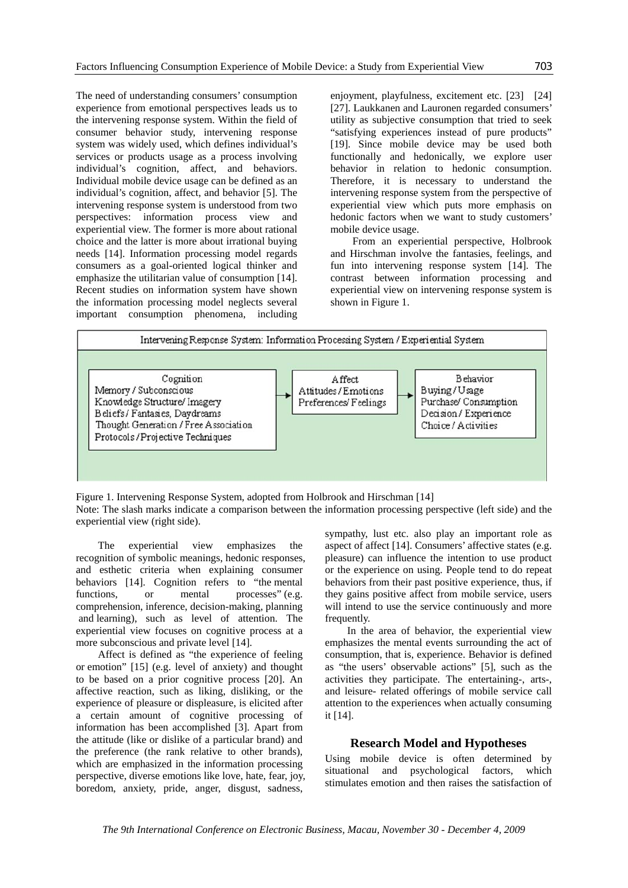The need of understanding consumers' consumption experience from emotional perspectives leads us to the intervening response system. Within the field of consumer behavior study, intervening response system was widely used, which defines individual's services or products usage as a process involving individual's cognition, affect, and behaviors. Individual mobile device usage can be defined as an individual's cognition, affect, and behavior [5]. The intervening response system is understood from two perspectives: information process view and experiential view. The former is more about rational choice and the latter is more about irrational buying needs [14]. Information processing model regards consumers as a goal-oriented logical thinker and emphasize the utilitarian value of consumption [14]. Recent studies on information system have shown the information processing model neglects several important consumption phenomena, including enjoyment, playfulness, excitement etc. [23] [24] [27]. Laukkanen and Lauronen regarded consumers' utility as subjective consumption that tried to seek "satisfying experiences instead of pure products" [19]. Since mobile device may be used both functionally and hedonically, we explore user behavior in relation to hedonic consumption. Therefore, it is necessary to understand the intervening response system from the perspective of experiential view which puts more emphasis on hedonic factors when we want to study customers' mobile device usage.

From an experiential perspective, Holbrook and Hirschman involve the fantasies, feelings, and fun into intervening response system [14]. The contrast between information processing and experiential view on intervening response system is shown in Figure 1.

Intervening Response System: Information Processing System / Experiential System

Cognition
Memory / Subconscious
Knowledge Structure/ Imagery
Beliefs / Fantasies, Daydreams
Thought Generation / Free Association
Protocols / Projective Techniques

Affect
Attitudes / Emotions
Preferences/ Feelings

Behavior
Buying / Usage
Purchase/ Consumption
Decision / Experience
Choice / Activities

Figure 1. Intervening Response System, adopted from Holbrook and Hirschman [14]
Note: The slash marks indicate a comparison between the information processing perspective (left side) and the experiential view (right side).

The experiential view emphasizes the recognition of symbolic meanings, hedonic responses, and esthetic criteria when explaining consumer behaviors [14]. Cognition refers to "the mental functions, or mental processes" (e.g. comprehension, inference, decision-making, planning and learning), such as level of attention. The experiential view focuses on cognitive process at a more subconscious and private level [14].

Affect is defined as "the experience of feeling or emotion" [15] (e.g. level of anxiety) and thought to be based on a prior cognitive process [20]. An affective reaction, such as liking, disliking, or the experience of pleasure or displeasure, is elicited after a certain amount of cognitive processing of information has been accomplished [3]. Apart from the attitude (like or dislike of a particular brand) and the preference (the rank relative to other brands), which are emphasized in the information processing perspective, diverse emotions like love, hate, fear, joy, boredom, anxiety, pride, anger, disgust, sadness, sympathy, lust etc. also play an important role as aspect of affect [14]. Consumers' affective states (e.g. pleasure) can influence the intention to use product or the experience on using. People tend to do repeat behaviors from their past positive experience, thus, if they gains positive affect from mobile service, users will intend to use the service continuously and more frequently.

In the area of behavior, the experiential view emphasizes the mental events surrounding the act of consumption, that is, experience. Behavior is defined as "the users' observable actions" [5], such as the activities they participate. The entertaining-, arts-, and leisure- related offerings of mobile service call attention to the experiences when actually consuming it [14].

## Research Model and Hypotheses

Using mobile device is often determined by situational and psychological factors, which stimulates emotion and then raises the satisfaction of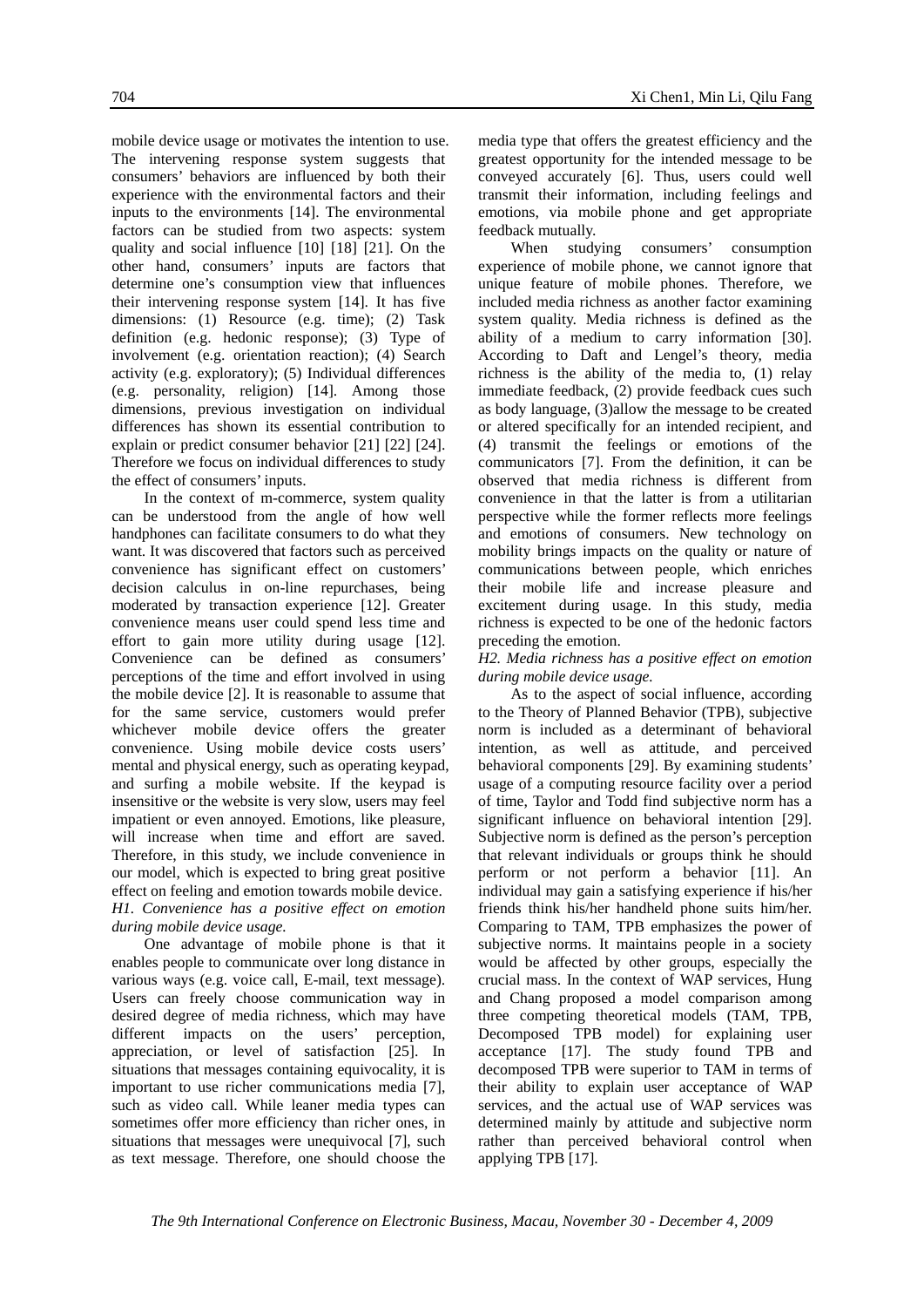mobile device usage or motivates the intention to use. The intervening response system suggests that consumers' behaviors are influenced by both their experience with the environmental factors and their inputs to the environments [14]. The environmental factors can be studied from two aspects: system quality and social influence [10] [18] [21]. On the other hand, consumers' inputs are factors that determine one's consumption view that influences their intervening response system [14]. It has five dimensions: (1) Resource (e.g. time); (2) Task definition (e.g. hedonic response); (3) Type of involvement (e.g. orientation reaction); (4) Search activity (e.g. exploratory); (5) Individual differences (e.g. personality, religion) [14]. Among those dimensions, previous investigation on individual differences has shown its essential contribution to explain or predict consumer behavior [21] [22] [24]. Therefore we focus on individual differences to study the effect of consumers' inputs.

In the context of m-commerce, system quality can be understood from the angle of how well handphones can facilitate consumers to do what they want. It was discovered that factors such as perceived convenience has significant effect on customers' decision calculus in on-line repurchases, being moderated by transaction experience [12]. Greater convenience means user could spend less time and effort to gain more utility during usage [12]. Convenience can be defined as consumers' perceptions of the time and effort involved in using the mobile device [2]. It is reasonable to assume that for the same service, customers would prefer whichever mobile device offers the greater convenience. Using mobile device costs users' mental and physical energy, such as operating keypad, and surfing a mobile website. If the keypad is insensitive or the website is very slow, users may feel impatient or even annoyed. Emotions, like pleasure, will increase when time and effort are saved. Therefore, in this study, we include convenience in our model, which is expected to bring great positive effect on feeling and emotion towards mobile device.

*H1. Convenience has a positive effect on emotion during mobile device usage.*

One advantage of mobile phone is that it enables people to communicate over long distance in various ways (e.g. voice call, E-mail, text message). Users can freely choose communication way in desired degree of media richness, which may have different impacts on the users' perception, appreciation, or level of satisfaction [25]. In situations that messages containing equivocality, it is important to use richer communications media [7], such as video call. While leaner media types can sometimes offer more efficiency than richer ones, in situations that messages were unequivocal [7], such as text message. Therefore, one should choose the media type that offers the greatest efficiency and the greatest opportunity for the intended message to be conveyed accurately [6]. Thus, users could well transmit their information, including feelings and emotions, via mobile phone and get appropriate feedback mutually.

When studying consumers' consumption experience of mobile phone, we cannot ignore that unique feature of mobile phones. Therefore, we included media richness as another factor examining system quality. Media richness is defined as the ability of a medium to carry information [30]. According to Daft and Lengel's theory, media richness is the ability of the media to, (1) relay immediate feedback, (2) provide feedback cues such as body language, (3)allow the message to be created or altered specifically for an intended recipient, and (4) transmit the feelings or emotions of the communicators [7]. From the definition, it can be observed that media richness is different from convenience in that the latter is from a utilitarian perspective while the former reflects more feelings and emotions of consumers. New technology on mobility brings impacts on the quality or nature of communications between people, which enriches their mobile life and increase pleasure and excitement during usage. In this study, media richness is expected to be one of the hedonic factors preceding the emotion.

*H2. Media richness has a positive effect on emotion during mobile device usage.*

As to the aspect of social influence, according to the Theory of Planned Behavior (TPB), subjective norm is included as a determinant of behavioral intention, as well as attitude, and perceived behavioral components [29]. By examining students' usage of a computing resource facility over a period of time, Taylor and Todd find subjective norm has a significant influence on behavioral intention [29]. Subjective norm is defined as the person's perception that relevant individuals or groups think he should perform or not perform a behavior [11]. An individual may gain a satisfying experience if his/her friends think his/her handheld phone suits him/her. Comparing to TAM, TPB emphasizes the power of subjective norms. It maintains people in a society would be affected by other groups, especially the crucial mass. In the context of WAP services, Hung and Chang proposed a model comparison among three competing theoretical models (TAM, TPB, Decomposed TPB model) for explaining user acceptance [17]. The study found TPB and decomposed TPB were superior to TAM in terms of their ability to explain user acceptance of WAP services, and the actual use of WAP services was determined mainly by attitude and subjective norm rather than perceived behavioral control when applying TPB [17].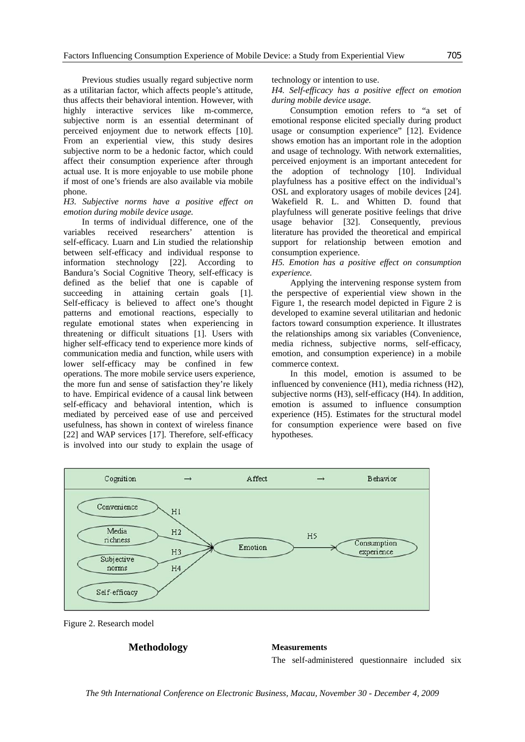Previous studies usually regard subjective norm as a utilitarian factor, which affects people's attitude, thus affects their behavioral intention. However, with highly interactive services like m-commerce, subjective norm is an essential determinant of perceived enjoyment due to network effects [10]. From an experiential view, this study desires subjective norm to be a hedonic factor, which could affect their consumption experience after through actual use. It is more enjoyable to use mobile phone if most of one's friends are also available via mobile phone.

*H3. Subjective norms have a positive effect on emotion during mobile device usage.*

In terms of individual difference, one of the variables received researchers' attention is self-efficacy. Luarn and Lin studied the relationship between self-efficacy and individual response to information stechnology [22]. According to Bandura's Social Cognitive Theory, self-efficacy is defined as the belief that one is capable of succeeding in attaining certain goals [1]. Self-efficacy is believed to affect one's thought patterns and emotional reactions, especially to regulate emotional states when experiencing in threatening or difficult situations [1]. Users with higher self-efficacy tend to experience more kinds of communication media and function, while users with lower self-efficacy may be confined in few operations. The more mobile service users experience, the more fun and sense of satisfaction they're likely to have. Empirical evidence of a causal link between self-efficacy and behavioral intention, which is mediated by perceived ease of use and perceived usefulness, has shown in context of wireless finance [22] and WAP services [17]. Therefore, self-efficacy is involved into our study to explain the usage of technology or intention to use.

*H4. Self-efficacy has a positive effect on emotion during mobile device usage.*

Consumption emotion refers to "a set of emotional response elicited specially during product usage or consumption experience" [12]. Evidence shows emotion has an important role in the adoption and usage of technology. With network externalities, perceived enjoyment is an important antecedent for the adoption of technology [10]. Individual playfulness has a positive effect on the individual's OSL and exploratory usages of mobile devices [24]. Wakefield R. L. and Whitten D. found that playfulness will generate positive feelings that drive usage behavior [32]. Consequently, previous literature has provided the theoretical and empirical support for relationship between emotion and consumption experience.

*H5. Emotion has a positive effect on consumption experience.*

Applying the intervening response system from the perspective of experiential view shown in the Figure 1, the research model depicted in Figure 2 is developed to examine several utilitarian and hedonic factors toward consumption experience. It illustrates the relationships among six variables (Convenience, media richness, subjective norms, self-efficacy, emotion, and consumption experience) in a mobile commerce context.

In this model, emotion is assumed to be influenced by convenience (H1), media richness (H2), subjective norms (H3), self-efficacy (H4). In addition, emotion is assumed to influence consumption experience (H5). Estimates for the structural model for consumption experience were based on five hypotheses.

Cognition → Affect → Behavior

Convenience, Media richness, Subjective norms, Self-efficacy

H1, H2, H3, H4

Emotion

H5

Consumption experience

Figure 2. Research model

## Methodology

### Measurements

The self-administered questionnaire included six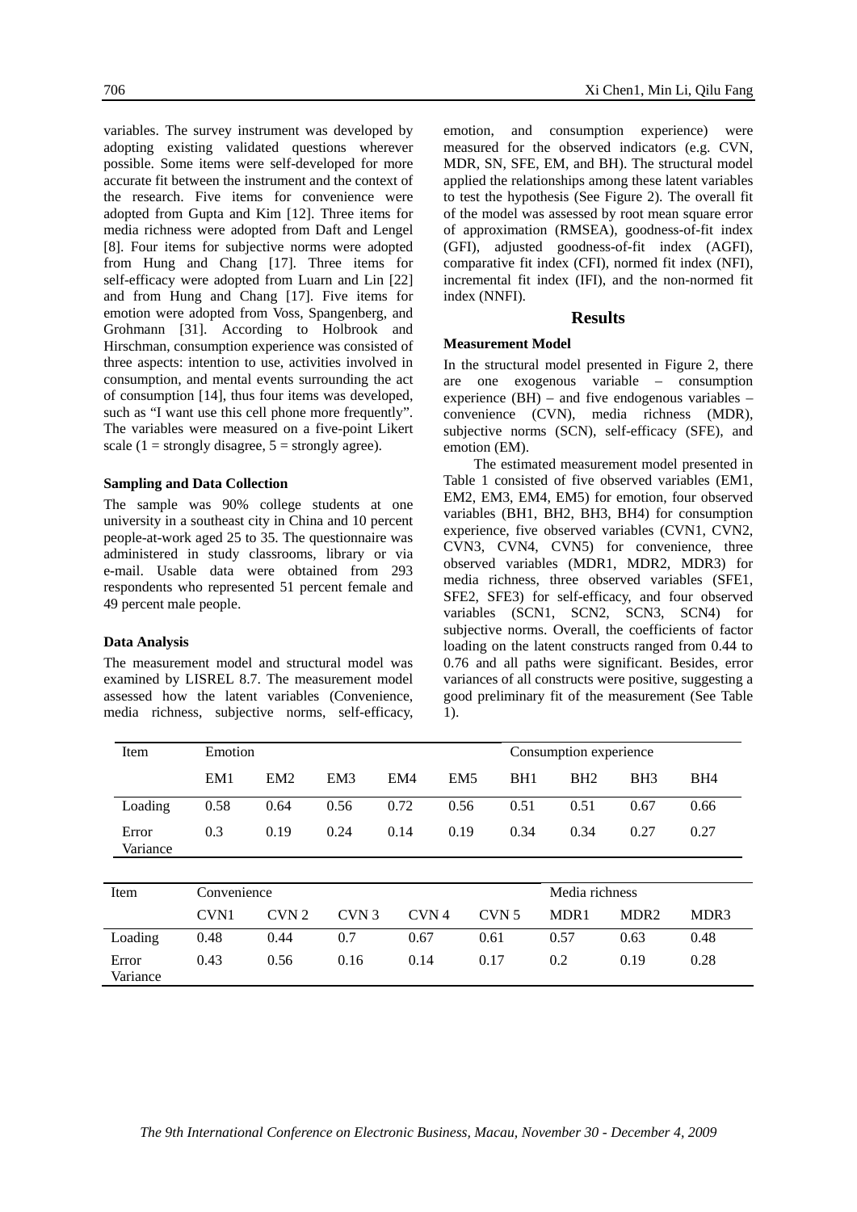variables. The survey instrument was developed by adopting existing validated questions wherever possible. Some items were self-developed for more accurate fit between the instrument and the context of the research. Five items for convenience were adopted from Gupta and Kim [12]. Three items for media richness were adopted from Daft and Lengel [8]. Four items for subjective norms were adopted from Hung and Chang [17]. Three items for self-efficacy were adopted from Luarn and Lin [22] and from Hung and Chang [17]. Five items for emotion were adopted from Voss, Spangenberg, and Grohmann [31]. According to Holbrook and Hirschman, consumption experience was consisted of three aspects: intention to use, activities involved in consumption, and mental events surrounding the act of consumption [14], thus four items was developed, such as "I want use this cell phone more frequently". The variables were measured on a five-point Likert scale (1 = strongly disagree, 5 = strongly agree).

#### Sampling and Data Collection

The sample was 90% college students at one university in a southeast city in China and 10 percent people-at-work aged 25 to 35. The questionnaire was administered in study classrooms, library or via e-mail. Usable data were obtained from 293 respondents who represented 51 percent female and 49 percent male people.

#### Data Analysis

The measurement model and structural model was examined by LISREL 8.7. The measurement model assessed how the latent variables (Convenience, media richness, subjective norms, self-efficacy, emotion, and consumption experience) were measured for the observed indicators (e.g. CVN, MDR, SN, SFE, EM, and BH). The structural model applied the relationships among these latent variables to test the hypothesis (See Figure 2). The overall fit of the model was assessed by root mean square error of approximation (RMSEA), goodness-of-fit index (GFI), adjusted goodness-of-fit index (AGFI), comparative fit index (CFI), normed fit index (NFI), incremental fit index (IFI), and the non-normed fit index (NNFI).

## Results

#### Measurement Model

In the structural model presented in Figure 2, there are one exogenous variable – consumption experience (BH) – and five endogenous variables – convenience (CVN), media richness (MDR), subjective norms (SCN), self-efficacy (SFE), and emotion (EM).

The estimated measurement model presented in Table 1 consisted of five observed variables (EM1, EM2, EM3, EM4, EM5) for emotion, four observed variables (BH1, BH2, BH3, BH4) for consumption experience, five observed variables (CVN1, CVN2, CVN3, CVN4, CVN5) for convenience, three observed variables (MDR1, MDR2, MDR3) for media richness, three observed variables (SFE1, SFE2, SFE3) for self-efficacy, and four observed variables (SCN1, SCN2, SCN3, SCN4) for subjective norms. Overall, the coefficients of factor loading on the latent constructs ranged from 0.44 to 0.76 and all paths were significant. Besides, error variances of all constructs were positive, suggesting a good preliminary fit of the measurement (See Table 1).

| Item | Emotion | | | | | Consumption experience | | | |
|---|---|---|---|---|---|---|---|---|---|
| | EM1 | EM2 | EM3 | EM4 | EM5 | BH1 | BH2 | BH3 | BH4 |
| Loading | 0.58 | 0.64 | 0.56 | 0.72 | 0.56 | 0.51 | 0.51 | 0.67 | 0.66 |
| Error Variance | 0.3 | 0.19 | 0.24 | 0.14 | 0.19 | 0.34 | 0.34 | 0.27 | 0.27 |

| Item | Convenience | | | | | Media richness | | |
|---|---|---|---|---|---|---|---|---|
| | CVN1 | CVN 2 | CVN 3 | CVN 4 | CVN 5 | MDR1 | MDR2 | MDR3 |
| Loading | 0.48 | 0.44 | 0.7 | 0.67 | 0.61 | 0.57 | 0.63 | 0.48 |
| Error Variance | 0.43 | 0.56 | 0.16 | 0.14 | 0.17 | 0.2 | 0.19 | 0.28 |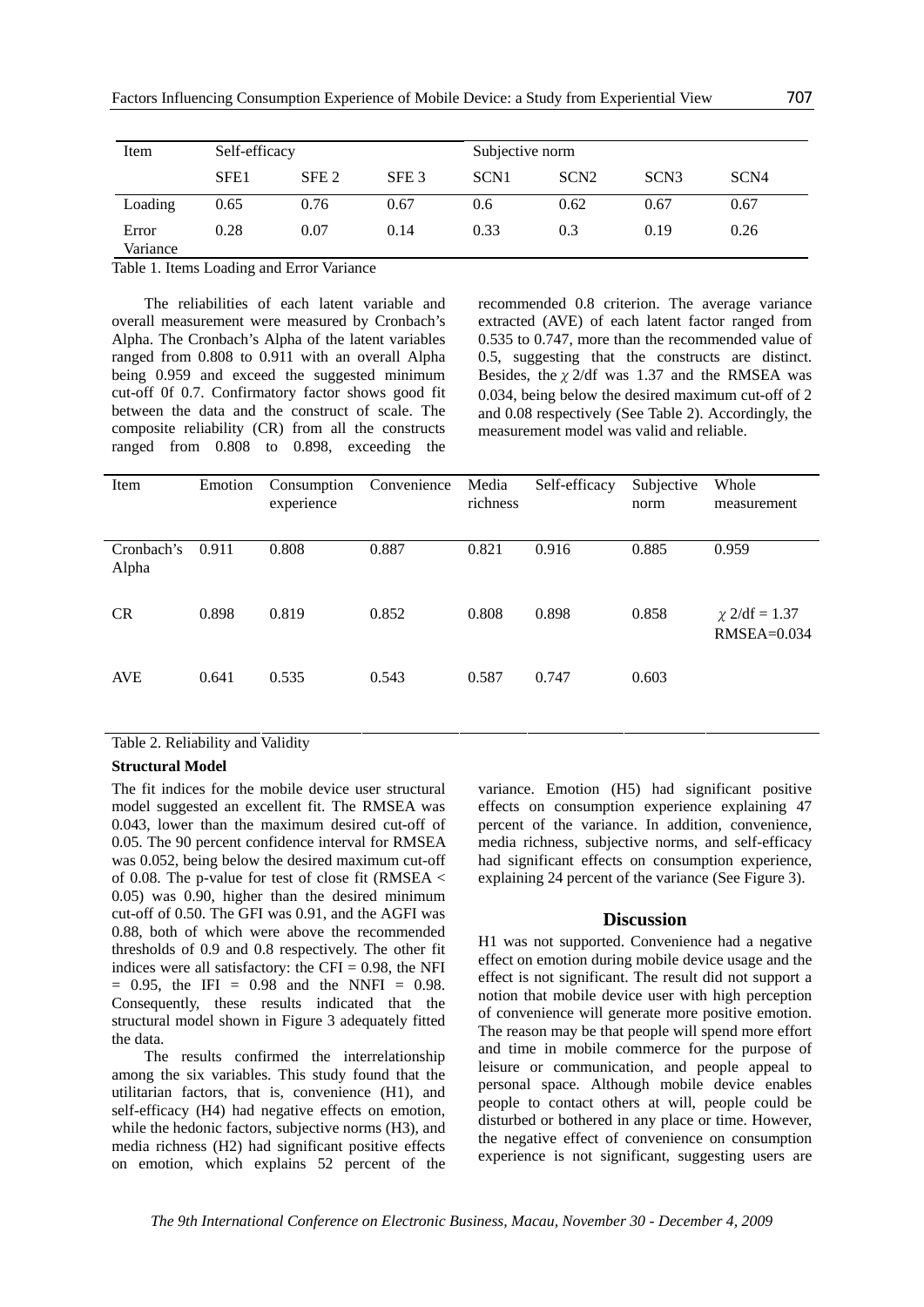| Item | Self-efficacy | | | Subjective norm | | | |
|---|---|---|---|---|---|---|---|
| | SFE1 | SFE 2 | SFE 3 | SCN1 | SCN2 | SCN3 | SCN4 |
| Loading | 0.65 | 0.76 | 0.67 | 0.6 | 0.62 | 0.67 | 0.67 |
| Error Variance | 0.28 | 0.07 | 0.14 | 0.33 | 0.3 | 0.19 | 0.26 |

Table 1. Items Loading and Error Variance

The reliabilities of each latent variable and overall measurement were measured by Cronbach's Alpha. The Cronbach's Alpha of the latent variables ranged from 0.808 to 0.911 with an overall Alpha being 0.959 and exceed the suggested minimum cut-off 0f 0.7. Confirmatory factor shows good fit between the data and the construct of scale. The composite reliability (CR) from all the constructs ranged from 0.808 to 0.898, exceeding the recommended 0.8 criterion. The average variance extracted (AVE) of each latent factor ranged from 0.535 to 0.747, more than the recommended value of 0.5, suggesting that the constructs are distinct. Besides, the $\chi$ 2/df was 1.37 and the RMSEA was 0.034, being below the desired maximum cut-off of 2 and 0.08 respectively (See Table 2). Accordingly, the measurement model was valid and reliable.

| Item | Emotion | Consumption experience | Convenience | Media richness | Self-efficacy | Subjective norm | Whole measurement |
|---|---|---|---|---|---|---|---|
| Cronbach's Alpha | 0.911 | 0.808 | 0.887 | 0.821 | 0.916 | 0.885 | 0.959 |
| CR | 0.898 | 0.819 | 0.852 | 0.808 | 0.898 | 0.858 | $\chi$ 2/df = 1.37 RMSEA=0.034 |
| AVE | 0.641 | 0.535 | 0.543 | 0.587 | 0.747 | 0.603 | |

Table 2. Reliability and Validity

**Structural Model**

The fit indices for the mobile device user structural model suggested an excellent fit. The RMSEA was 0.043, lower than the maximum desired cut-off of 0.05. The 90 percent confidence interval for RMSEA was 0.052, being below the desired maximum cut-off of 0.08. The p-value for test of close fit (RMSEA < 0.05) was 0.90, higher than the desired minimum cut-off of 0.50. The GFI was 0.91, and the AGFI was 0.88, both of which were above the recommended thresholds of 0.9 and 0.8 respectively. The other fit indices were all satisfactory: the CFI = 0.98, the NFI = 0.95, the IFI = 0.98 and the NNFI = 0.98. Consequently, these results indicated that the structural model shown in Figure 3 adequately fitted the data.

The results confirmed the interrelationship among the six variables. This study found that the utilitarian factors, that is, convenience (H1), and self-efficacy (H4) had negative effects on emotion, while the hedonic factors, subjective norms (H3), and media richness (H2) had significant positive effects on emotion, which explains 52 percent of the variance. Emotion (H5) had significant positive effects on consumption experience explaining 47 percent of the variance. In addition, convenience, media richness, subjective norms, and self-efficacy had significant effects on consumption experience, explaining 24 percent of the variance (See Figure 3).

## Discussion

H1 was not supported. Convenience had a negative effect on emotion during mobile device usage and the effect is not significant. The result did not support a notion that mobile device user with high perception of convenience will generate more positive emotion. The reason may be that people will spend more effort and time in mobile commerce for the purpose of leisure or communication, and people appeal to personal space. Although mobile device enables people to contact others at will, people could be disturbed or bothered in any place or time. However, the negative effect of convenience on consumption experience is not significant, suggesting users are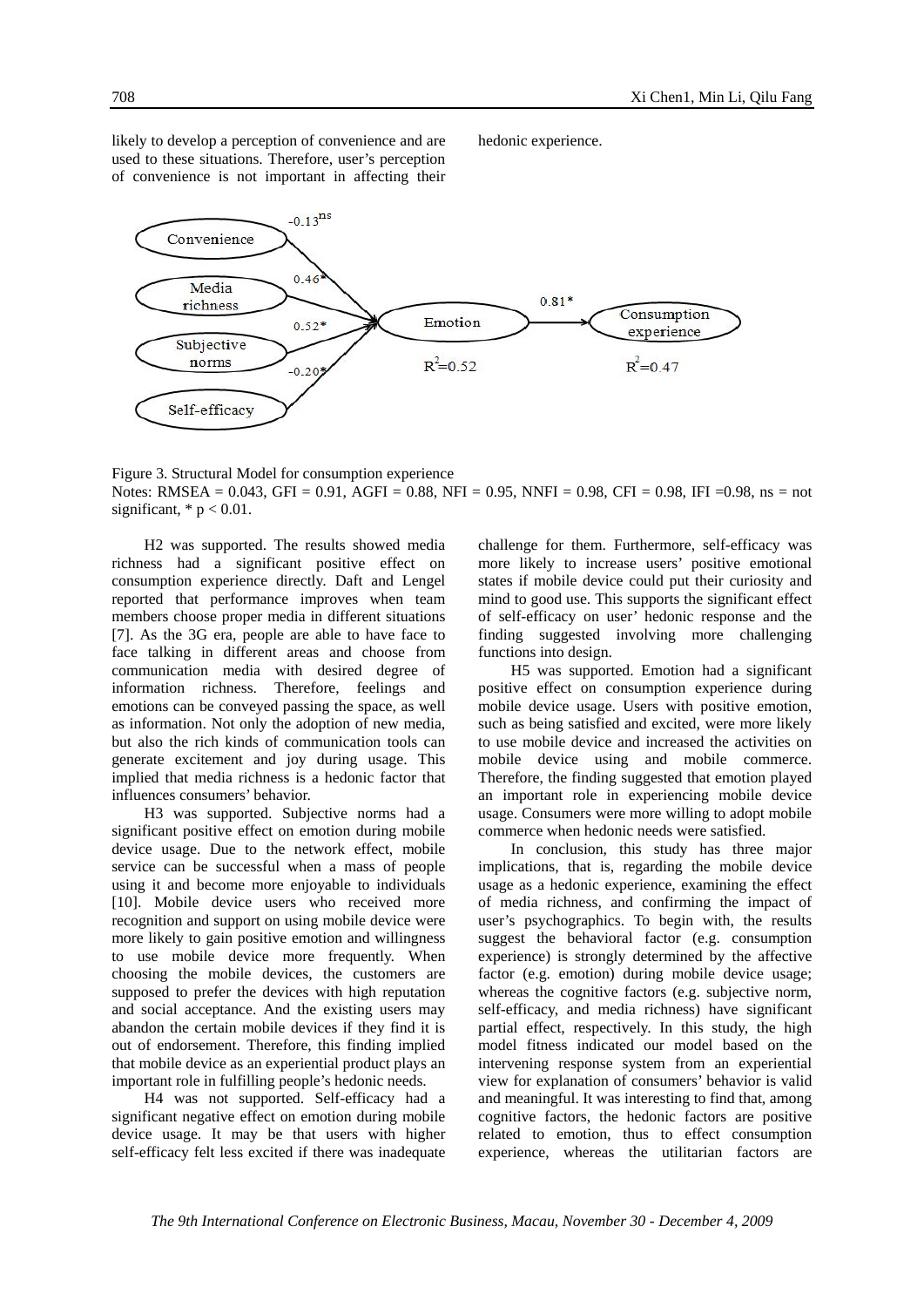likely to develop a perception of convenience and are used to these situations. Therefore, user's perception of convenience is not important in affecting their hedonic experience.

Convenience

Media richness

Subjective norms

Self-efficacy

-0.13ns

0.46*

0.52*

-0.20*

Emotion

0.81*

Consumption experience

$R^2$=0.52

$R^2$=0.47

Figure 3. Structural Model for consumption experience

Notes: RMSEA = 0.043, GFI = 0.91, AGFI = 0.88, NFI = 0.95, NNFI = 0.98, CFI = 0.98, IFI =0.98, ns = not significant, * $p < 0.01$.

H2 was supported. The results showed media richness had a significant positive effect on consumption experience directly. Daft and Lengel reported that performance improves when team members choose proper media in different situations [7]. As the 3G era, people are able to have face to face talking in different areas and choose from communication media with desired degree of information richness. Therefore, feelings and emotions can be conveyed passing the space, as well as information. Not only the adoption of new media, but also the rich kinds of communication tools can generate excitement and joy during usage. This implied that media richness is a hedonic factor that influences consumers' behavior.

H3 was supported. Subjective norms had a significant positive effect on emotion during mobile device usage. Due to the network effect, mobile service can be successful when a mass of people using it and become more enjoyable to individuals [10]. Mobile device users who received more recognition and support on using mobile device were more likely to gain positive emotion and willingness to use mobile device more frequently. When choosing the mobile devices, the customers are supposed to prefer the devices with high reputation and social acceptance. And the existing users may abandon the certain mobile devices if they find it is out of endorsement. Therefore, this finding implied that mobile device as an experiential product plays an important role in fulfilling people's hedonic needs.

H4 was not supported. Self-efficacy had a significant negative effect on emotion during mobile device usage. It may be that users with higher self-efficacy felt less excited if there was inadequate challenge for them. Furthermore, self-efficacy was more likely to increase users' positive emotional states if mobile device could put their curiosity and mind to good use. This supports the significant effect of self-efficacy on user' hedonic response and the finding suggested involving more challenging functions into design.

H5 was supported. Emotion had a significant positive effect on consumption experience during mobile device usage. Users with positive emotion, such as being satisfied and excited, were more likely to use mobile device and increased the activities on mobile device using and mobile commerce. Therefore, the finding suggested that emotion played an important role in experiencing mobile device usage. Consumers were more willing to adopt mobile commerce when hedonic needs were satisfied.

In conclusion, this study has three major implications, that is, regarding the mobile device usage as a hedonic experience, examining the effect of media richness, and confirming the impact of user's psychographics. To begin with, the results suggest the behavioral factor (e.g. consumption experience) is strongly determined by the affective factor (e.g. emotion) during mobile device usage; whereas the cognitive factors (e.g. subjective norm, self-efficacy, and media richness) have significant partial effect, respectively. In this study, the high model fitness indicated our model based on the intervening response system from an experiential view for explanation of consumers' behavior is valid and meaningful. It was interesting to find that, among cognitive factors, the hedonic factors are positive related to emotion, thus to effect consumption experience, whereas the utilitarian factors are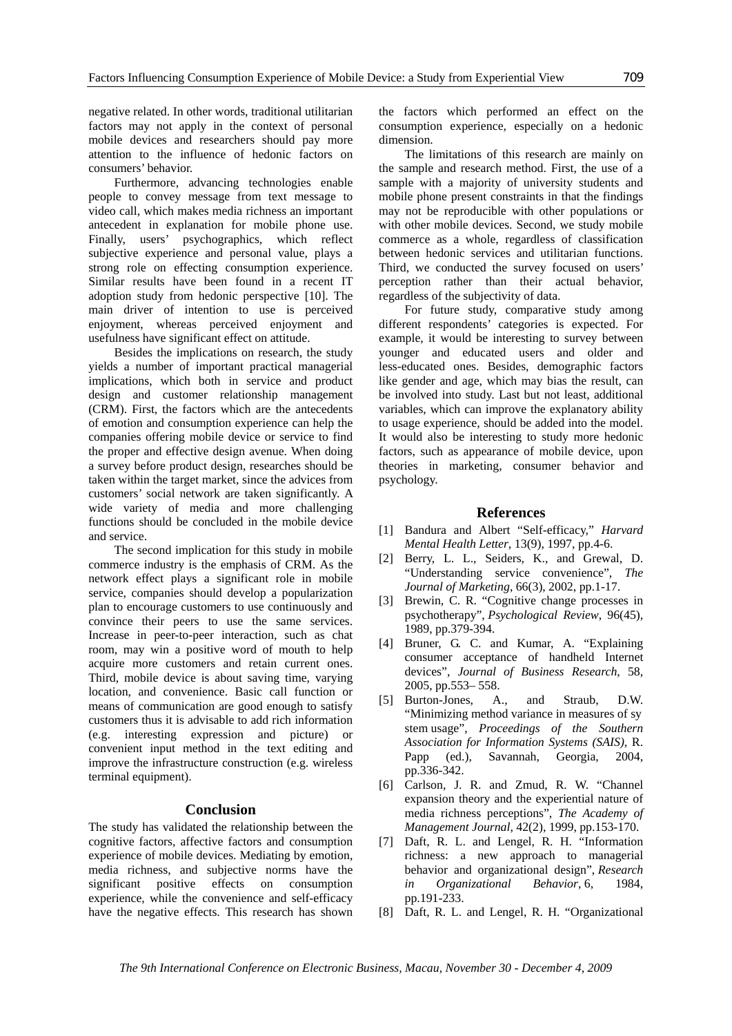negative related. In other words, traditional utilitarian factors may not apply in the context of personal mobile devices and researchers should pay more attention to the influence of hedonic factors on consumers' behavior.

Furthermore, advancing technologies enable people to convey message from text message to video call, which makes media richness an important antecedent in explanation for mobile phone use. Finally, users' psychographics, which reflect subjective experience and personal value, plays a strong role on effecting consumption experience. Similar results have been found in a recent IT adoption study from hedonic perspective [10]. The main driver of intention to use is perceived enjoyment, whereas perceived enjoyment and usefulness have significant effect on attitude.

Besides the implications on research, the study yields a number of important practical managerial implications, which both in service and product design and customer relationship management (CRM). First, the factors which are the antecedents of emotion and consumption experience can help the companies offering mobile device or service to find the proper and effective design avenue. When doing a survey before product design, researches should be taken within the target market, since the advices from customers' social network are taken significantly. A wide variety of media and more challenging functions should be concluded in the mobile device and service.

The second implication for this study in mobile commerce industry is the emphasis of CRM. As the network effect plays a significant role in mobile service, companies should develop a popularization plan to encourage customers to use continuously and convince their peers to use the same services. Increase in peer-to-peer interaction, such as chat room, may win a positive word of mouth to help acquire more customers and retain current ones. Third, mobile device is about saving time, varying location, and convenience. Basic call function or means of communication are good enough to satisfy customers thus it is advisable to add rich information (e.g. interesting expression and picture) or convenient input method in the text editing and improve the infrastructure construction (e.g. wireless terminal equipment).

## Conclusion

The study has validated the relationship between the cognitive factors, affective factors and consumption experience of mobile devices. Mediating by emotion, media richness, and subjective norms have the significant positive effects on consumption experience, while the convenience and self-efficacy have the negative effects. This research has shown the factors which performed an effect on the consumption experience, especially on a hedonic dimension.

The limitations of this research are mainly on the sample and research method. First, the use of a sample with a majority of university students and mobile phone present constraints in that the findings may not be reproducible with other populations or with other mobile devices. Second, we study mobile commerce as a whole, regardless of classification between hedonic services and utilitarian functions. Third, we conducted the survey focused on users' perception rather than their actual behavior, regardless of the subjectivity of data.

For future study, comparative study among different respondents' categories is expected. For example, it would be interesting to survey between younger and educated users and older and less-educated ones. Besides, demographic factors like gender and age, which may bias the result, can be involved into study. Last but not least, additional variables, which can improve the explanatory ability to usage experience, should be added into the model. It would also be interesting to study more hedonic factors, such as appearance of mobile device, upon theories in marketing, consumer behavior and psychology.

## References

[1] Bandura and Albert "Self-efficacy," *Harvard Mental Health Letter*, 13(9), 1997, pp.4-6.

[2] Berry, L. L., Seiders, K., and Grewal, D. "Understanding service convenience", *The Journal of Marketing*, 66(3), 2002, pp.1-17.

[3] Brewin, C. R. "Cognitive change processes in psychotherapy", *Psychological Review*, 96(45), 1989, pp.379-394.

[4] Bruner, G. C. and Kumar, A. "Explaining consumer acceptance of handheld Internet devices", *Journal of Business Research*, 58, 2005, pp.553– 558.

[5] Burton-Jones, A., and Straub, D.W. "Minimizing method variance in measures of sy stem usage", *Proceedings of the Southern Association for Information Systems (SAIS)*, R. Papp (ed.), Savannah, Georgia, 2004, pp.336-342.

[6] Carlson, J. R. and Zmud, R. W. "Channel expansion theory and the experiential nature of media richness perceptions", *The Academy of Management Journal*, 42(2), 1999, pp.153-170.

[7] Daft, R. L. and Lengel, R. H. "Information richness: a new approach to managerial behavior and organizational design", *Research in Organizational Behavior*, 6, 1984, pp.191-233.

[8] Daft, R. L. and Lengel, R. H. "Organizational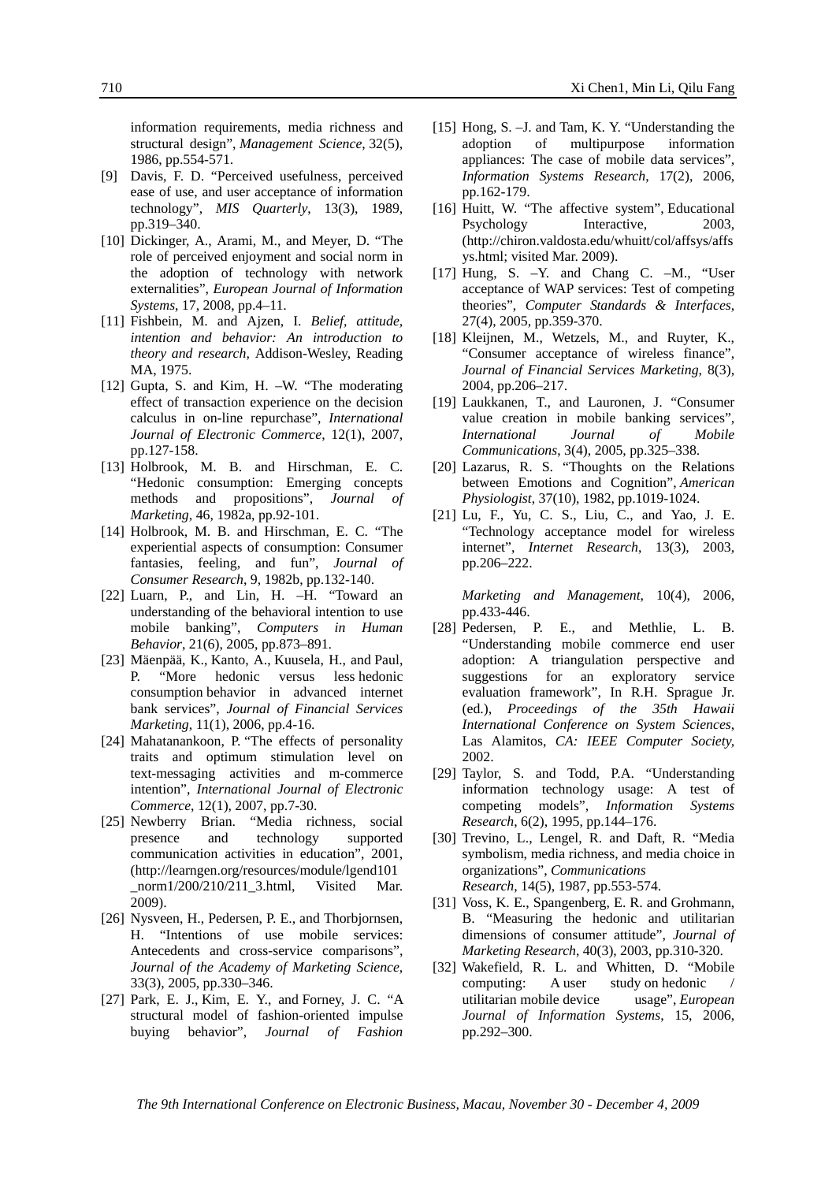information requirements, media richness and structural design", *Management Science*, 32(5), 1986, pp.554-571.

[9] Davis, F. D. "Perceived usefulness, perceived ease of use, and user acceptance of information technology", *MIS Quarterly*, 13(3), 1989, pp.319–340.

[10] Dickinger, A., Arami, M., and Meyer, D. "The role of perceived enjoyment and social norm in the adoption of technology with network externalities", *European Journal of Information Systems*, 17, 2008, pp.4–11.

[11] Fishbein, M. and Ajzen, I. *Belief, attitude, intention and behavior: An introduction to theory and research,* Addison-Wesley, Reading MA, 1975.

[12] Gupta, S. and Kim, H. –W. "The moderating effect of transaction experience on the decision calculus in on-line repurchase", *International Journal of Electronic Commerce*, 12(1), 2007, pp.127-158.

[13] Holbrook, M. B. and Hirschman, E. C. "Hedonic consumption: Emerging concepts methods and propositions", *Journal of Marketing*, 46, 1982a, pp.92-101.

[14] Holbrook, M. B. and Hirschman, E. C. "The experiential aspects of consumption: Consumer fantasies, feeling, and fun", *Journal of Consumer Research*, 9, 1982b, pp.132-140.

[15] Hong, S. –J. and Tam, K. Y. "Understanding the adoption of multipurpose information appliances: The case of mobile data services", *Information Systems Research*, 17(2), 2006, pp.162-179.

[16] Huitt, W. "The affective system", Educational Psychology Interactive, 2003, (http://chiron.valdosta.edu/whuitt/col/affsys/affsys.html; visited Mar. 2009).

[17] Hung, S. –Y. and Chang C. –M., "User acceptance of WAP services: Test of competing theories", *Computer Standards & Interfaces*, 27(4), 2005, pp.359-370.

[18] Kleijnen, M., Wetzels, M., and Ruyter, K., "Consumer acceptance of wireless finance", *Journal of Financial Services Marketing*, 8(3), 2004, pp.206–217.

[19] Laukkanen, T., and Lauronen, J. "Consumer value creation in mobile banking services", *International Journal of Mobile Communications*, 3(4), 2005, pp.325–338.

[20] Lazarus, R. S. "Thoughts on the Relations between Emotions and Cognition", *American Physiologist*, 37(10), 1982, pp.1019-1024.

[21] Lu, F., Yu, C. S., Liu, C., and Yao, J. E. "Technology acceptance model for wireless internet", *Internet Research*, 13(3), 2003, pp.206–222.

[22] Luarn, P., and Lin, H. –H. "Toward an understanding of the behavioral intention to use mobile banking", *Computers in Human Behavior*, 21(6), 2005, pp.873–891.

[23] Mäenpää, K., Kanto, A., Kuusela, H., and Paul, P. "More hedonic versus less hedonic consumption behavior in advanced internet bank services", *Journal of Financial Services Marketing*, 11(1), 2006, pp.4-16.

[24] Mahatanankoon, P. "The effects of personality traits and optimum stimulation level on text-messaging activities and m-commerce intention", *International Journal of Electronic Commerce*, 12(1), 2007, pp.7-30.

[25] Newberry Brian. "Media richness, social presence and technology supported communication activities in education", 2001, (http://learngen.org/resources/module/lgend101_norm1/200/210/211_3.html, Visited Mar. 2009).

[26] Nysveen, H., Pedersen, P. E., and Thorbjornsen, H. "Intentions of use mobile services: Antecedents and cross-service comparisons", *Journal of the Academy of Marketing Science*, 33(3), 2005, pp.330–346.

[27] Park, E. J., Kim, E. Y., and Forney, J. C. "A structural model of fashion-oriented impulse buying behavior", *Journal of Fashion Marketing and Management*, 10(4), 2006, pp.433-446.

[28] Pedersen, P. E., and Methlie, L. B. "Understanding mobile commerce end user adoption: A triangulation perspective and suggestions for an exploratory service evaluation framework", In R.H. Sprague Jr. (ed.), *Proceedings of the 35th Hawaii International Conference on System Sciences*, Las Alamitos, *CA: IEEE Computer Society,* 2002.

[29] Taylor, S. and Todd, P.A. "Understanding information technology usage: A test of competing models", *Information Systems Research*, 6(2), 1995, pp.144–176.

[30] Trevino, L., Lengel, R. and Daft, R. "Media symbolism, media richness, and media choice in organizations", *Communications Research*, 14(5), 1987, pp.553-574.

[31] Voss, K. E., Spangenberg, E. R. and Grohmann, B. "Measuring the hedonic and utilitarian dimensions of consumer attitude", *Journal of Marketing Research*, 40(3), 2003, pp.310-320.

[32] Wakefield, R. L. and Whitten, D. "Mobile computing: A user study on hedonic / utilitarian mobile device usage", *European Journal of Information Systems*, 15, 2006, pp.292–300.